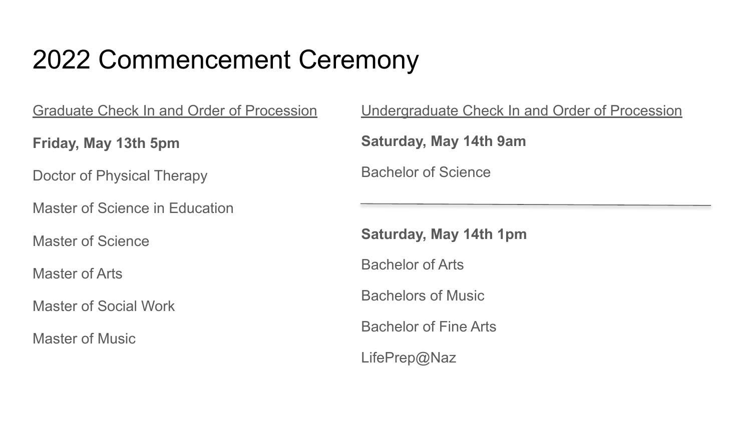# 2022 Commencement Ceremony

Graduate Check In and Order of Procession

**Friday, May 13th 5pm**

Doctor of Physical Therapy

Master of Science in Education

Master of Science

Master of Arts

Master of Social Work

Master of Music

Undergraduate Check In and Order of Procession

**Saturday, May 14th 9am**

Bachelor of Science

---

**Saturday, May 14th 1pm**

Bachelor of Arts

Bachelors of Music

Bachelor of Fine Arts

LifePrep@Naz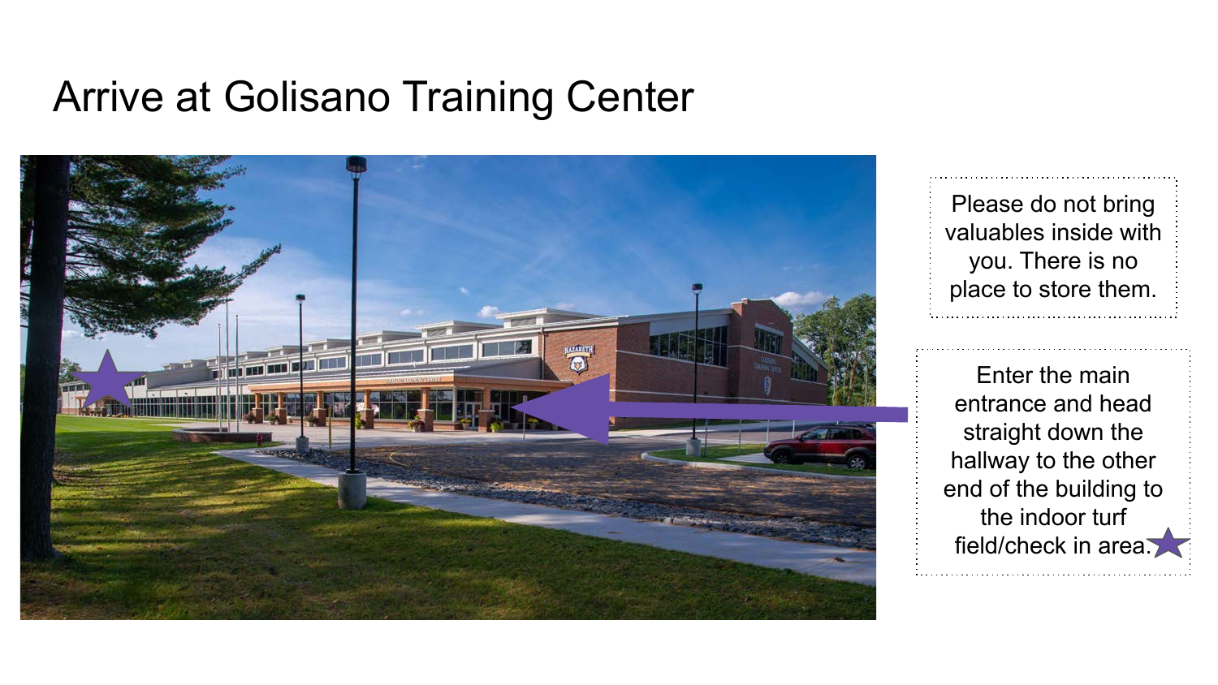# Arrive at Golisano Training Center

Please do not bring valuables inside with you. There is no place to store them.

Enter the main entrance and head straight down the hallway to the other end of the building to the indoor turf field/check in area.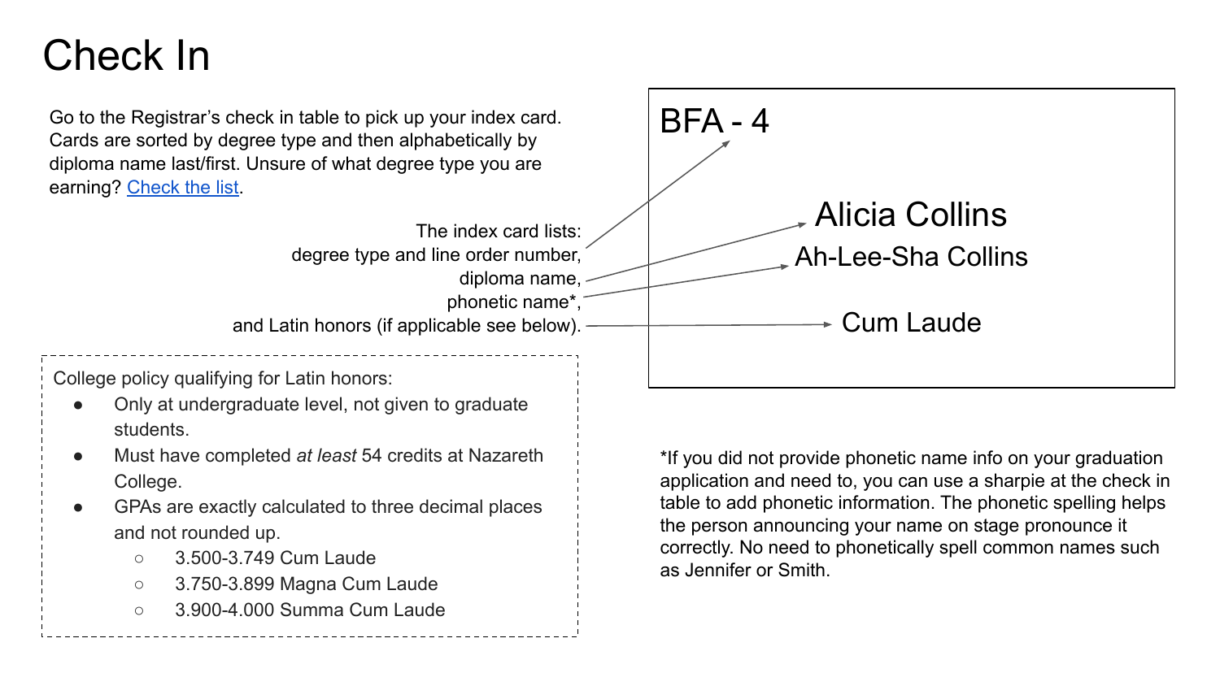# Check In

Go to the Registrar's check in table to pick up your index card. Cards are sorted by degree type and then alphabetically by diploma name last/first. Unsure of what degree type you are earning? [Check the list](#).

The index card lists:
degree type and line order number,
diploma name,
phonetic name*,
and Latin honors (if applicable see below).

BFA - 4

Alicia Collins

Ah-Lee-Sha Collins

Cum Laude

College policy qualifying for Latin honors:

- Only at undergraduate level, not given to graduate students.
- Must have completed *at least* 54 credits at Nazareth College.
- GPAs are exactly calculated to three decimal places and not rounded up.
  - 3.500-3.749 Cum Laude
  - 3.750-3.899 Magna Cum Laude
  - 3.900-4.000 Summa Cum Laude

*If you did not provide phonetic name info on your graduation application and need to, you can use a sharpie at the check in table to add phonetic information. The phonetic spelling helps the person announcing your name on stage pronounce it correctly. No need to phonetically spell common names such as Jennifer or Smith.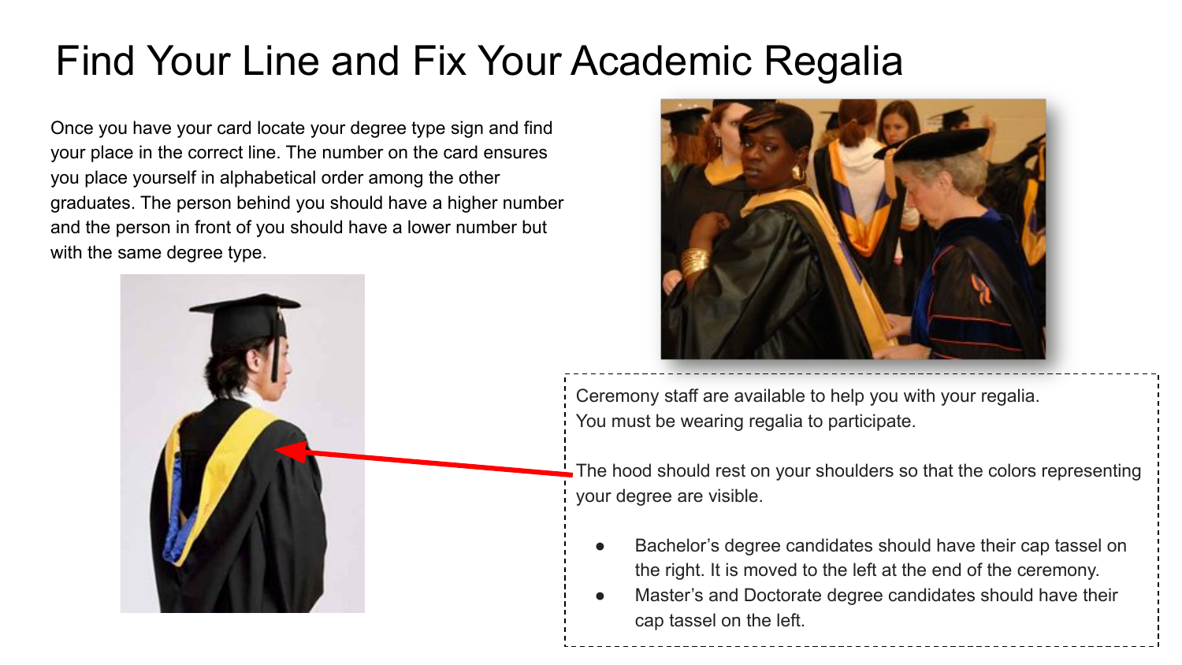# Find Your Line and Fix Your Academic Regalia

Once you have your card locate your degree type sign and find your place in the correct line. The number on the card ensures you place yourself in alphabetical order among the other graduates. The person behind you should have a higher number and the person in front of you should have a lower number but with the same degree type.

Ceremony staff are available to help you with your regalia. You must be wearing regalia to participate.

The hood should rest on your shoulders so that the colors representing your degree are visible.

- Bachelor's degree candidates should have their cap tassel on the right. It is moved to the left at the end of the ceremony.
- Master's and Doctorate degree candidates should have their cap tassel on the left.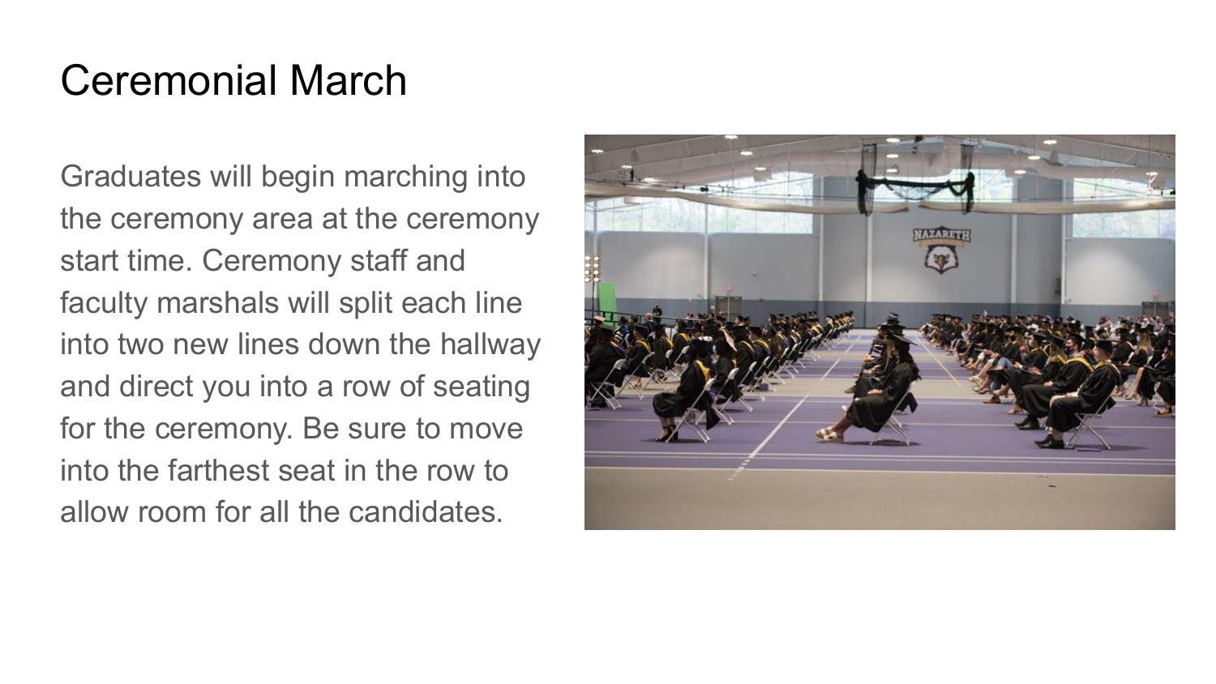# Ceremonial March

Graduates will begin marching into the ceremony area at the ceremony start time. Ceremony staff and faculty marshals will split each line into two new lines down the hallway and direct you into a row of seating for the ceremony. Be sure to move into the farthest seat in the row to allow room for all the candidates.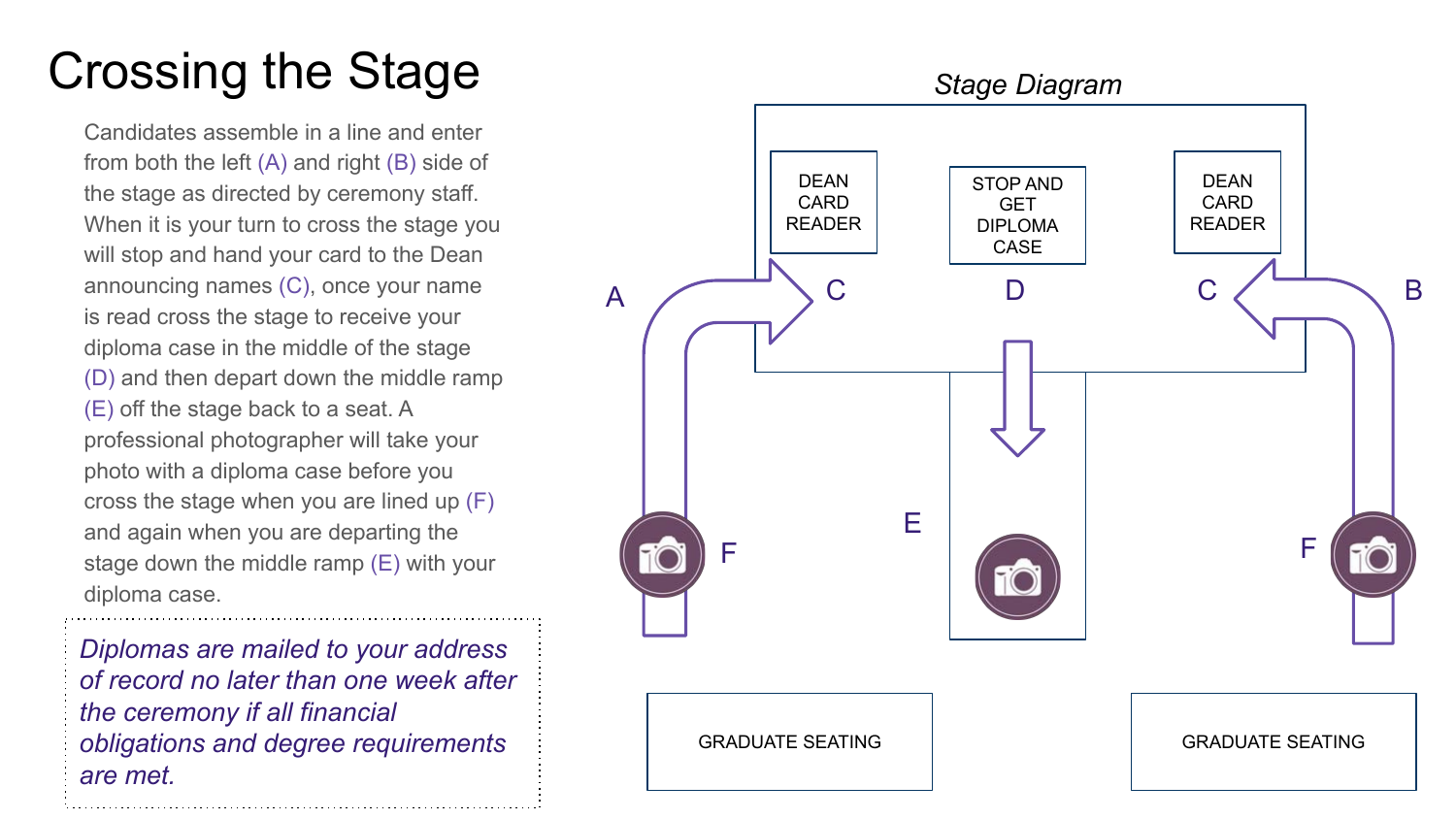# Crossing the Stage

Candidates assemble in a line and enter from both the left (A) and right (B) side of the stage as directed by ceremony staff. When it is your turn to cross the stage you will stop and hand your card to the Dean announcing names (C), once your name is read cross the stage to receive your diploma case in the middle of the stage (D) and then depart down the middle ramp (E) off the stage back to a seat. A professional photographer will take your photo with a diploma case before you cross the stage when you are lined up (F) and again when you are departing the stage down the middle ramp (E) with your diploma case.

*Diplomas are mailed to your address of record no later than one week after the ceremony if all financial obligations and degree requirements are met.*

*Stage Diagram*

DEAN CARD READER

STOP AND GET DIPLOMA CASE

DEAN CARD READER

A C D C B

E

F F

GRADUATE SEATING

GRADUATE SEATING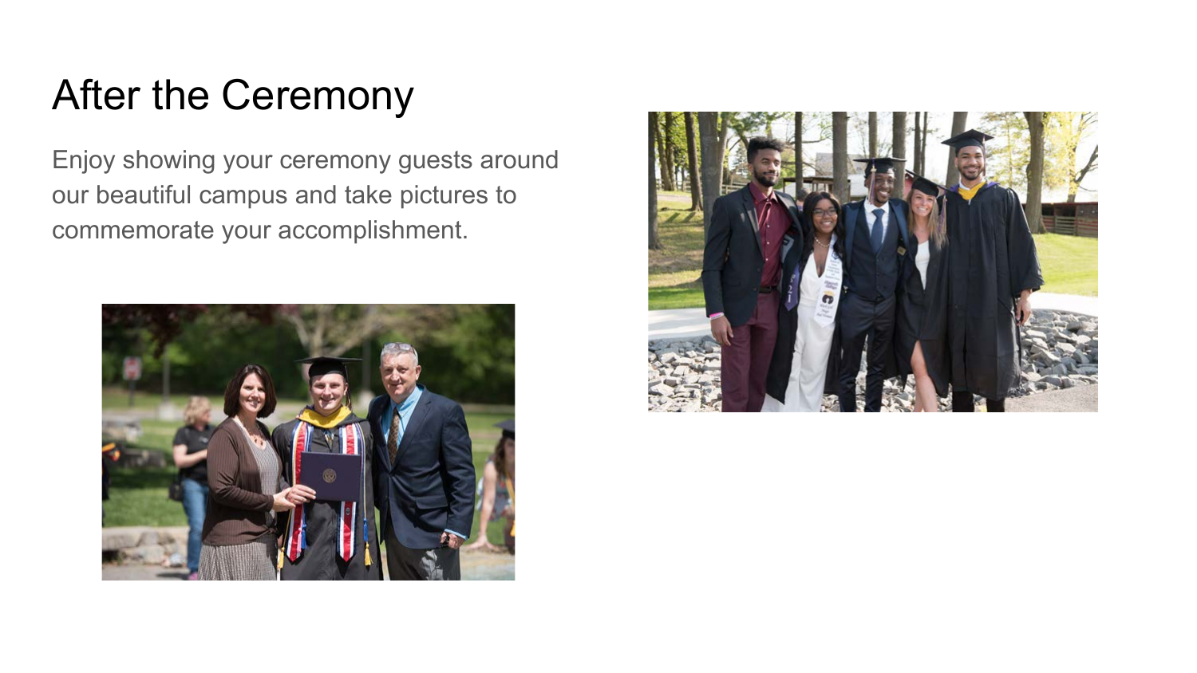# After the Ceremony

Enjoy showing your ceremony guests around our beautiful campus and take pictures to commemorate your accomplishment.